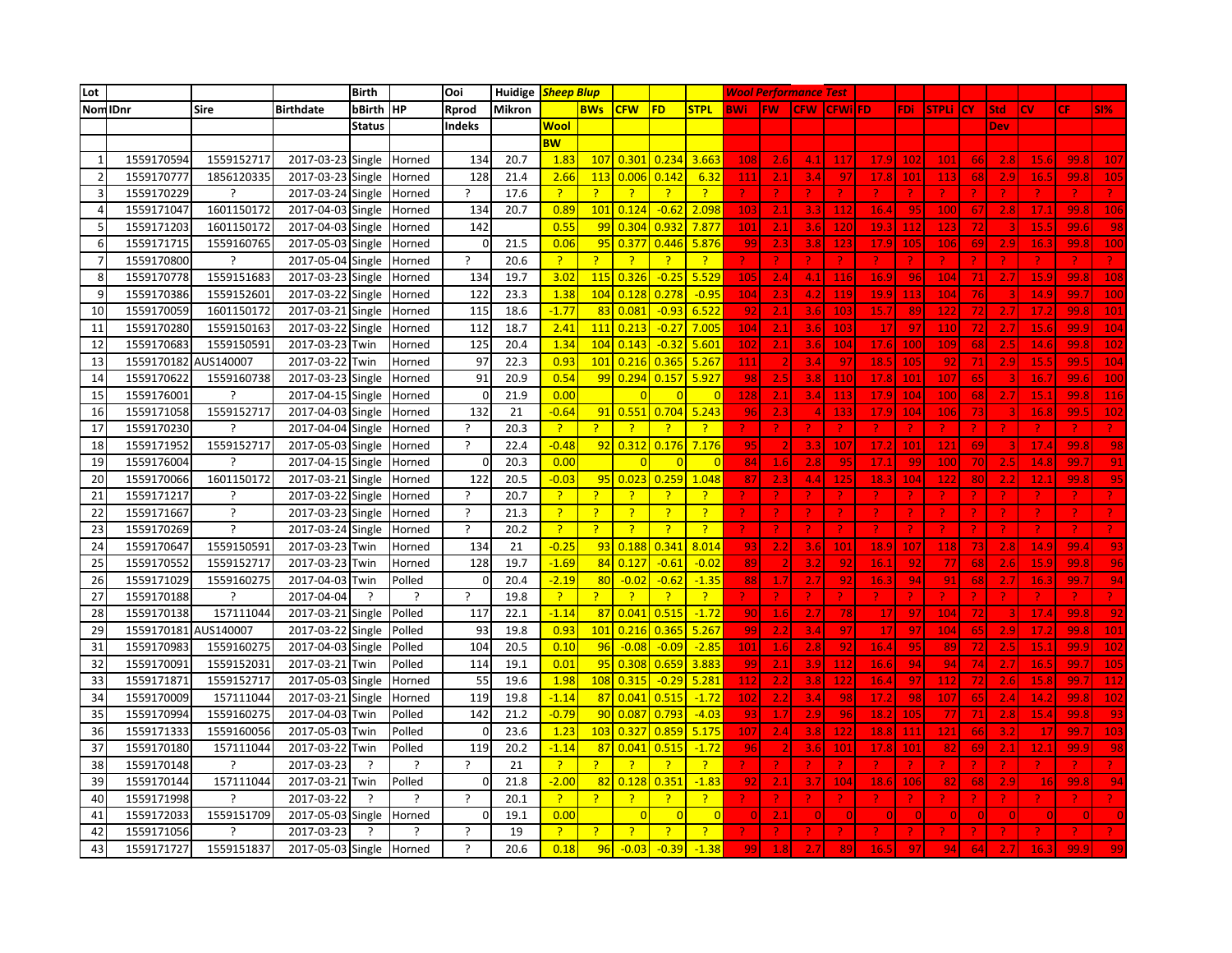| Lot | | | | Birth | | Ooi | Huidige | *Sheep Blup* | | | | | *Wool Performance Test* | | | | | | | | | | | | |
|---|---|---|---|---|---|---|---|---|---|---|---|---|---|---|---|---|---|---|---|---|---|---|---|---|---|
| Nom | IDnr | Sire | Birthdate | bBirth | HP | Rprod | Mikron | | BWs | CFW | FD | STPL | BWi | FW | CFW | CFWi | FD | FDi | STPLi | CY | Std | CV | CF | SI% |
| | | | | Status | | Indeks | | Wool | | | | | | | | | | | | | Dev | | | |
| | | | | | | | | BW | | | | | | | | | | | | | | | | |
| 1 | 1559170594 | 1559152717 | 2017-03-23 | Single | Horned | 134 | 20.7 | 1.83 | 107 | 0.301 | 0.234 | 3.663 | 108 | 2.6 | 4.1 | 117 | 17.9 | 102 | 101 | 66 | 2.8 | 15.6 | 99.8 | 107 |
| 2 | 1559170777 | 1856120335 | 2017-03-23 | Single | Horned | 128 | 21.4 | 2.66 | 113 | 0.006 | 0.142 | 6.32 | 111 | 2.1 | 3.4 | 97 | 17.8 | 101 | 113 | 68 | 2.9 | 16.5 | 99.8 | 105 |
| 3 | 1559170229 | ? | 2017-03-24 | Single | Horned | ? | 17.6 | ? | ? | ? | ? | ? | ? | ? | ? | ? | ? | ? | ? | ? | ? | ? | ? | ? |
| 4 | 1559171047 | 1601150172 | 2017-04-03 | Single | Horned | 134 | 20.7 | 0.89 | 101 | 0.124 | -0.62 | 2.098 | 103 | 2.1 | 3.3 | 112 | 16.4 | 95 | 100 | 67 | 2.8 | 17.1 | 99.8 | 106 |
| 5 | 1559171203 | 1601150172 | 2017-04-03 | Single | Horned | 142 | | 0.55 | 99 | 0.304 | 0.932 | 7.877 | 101 | 2.1 | 3.6 | 120 | 19.3 | 112 | 123 | 72 | 3 | 15.5 | 99.6 | 98 |
| 6 | 1559171715 | 1559160765 | 2017-05-03 | Single | Horned | 0 | 21.5 | 0.06 | 95 | 0.377 | 0.446 | 5.876 | 99 | 2.3 | 3.8 | 123 | 17.9 | 105 | 106 | 69 | 2.9 | 16.3 | 99.8 | 100 |
| 7 | 1559170800 | ? | 2017-05-04 | Single | Horned | ? | 20.6 | ? | ? | ? | ? | ? | ? | ? | ? | ? | ? | ? | ? | ? | ? | ? | ? | ? |
| 8 | 1559170778 | 1559151683 | 2017-03-23 | Single | Horned | 134 | 19.7 | 3.02 | 115 | 0.326 | -0.25 | 5.529 | 105 | 2.4 | 4.1 | 116 | 16.9 | 96 | 104 | 71 | 2.7 | 15.9 | 99.8 | 108 |
| 9 | 1559170386 | 1559152601 | 2017-03-22 | Single | Horned | 122 | 23.3 | 1.38 | 104 | 0.128 | 0.278 | -0.95 | 104 | 2.3 | 4.2 | 119 | 19.9 | 113 | 104 | 76 | 3 | 14.9 | 99.7 | 100 |
| 10 | 1559170059 | 1601150172 | 2017-03-21 | Single | Horned | 115 | 18.6 | -1.77 | 83 | 0.081 | -0.93 | 6.522 | 92 | 2.1 | 3.6 | 103 | 15.7 | 89 | 122 | 72 | 2.7 | 17.2 | 99.8 | 101 |
| 11 | 1559170280 | 1559150163 | 2017-03-22 | Single | Horned | 112 | 18.7 | 2.41 | 111 | 0.213 | -0.27 | 7.005 | 104 | 2.1 | 3.6 | 103 | 17 | 97 | 110 | 72 | 2.7 | 15.6 | 99.9 | 104 |
| 12 | 1559170683 | 1559150591 | 2017-03-23 | Twin | Horned | 125 | 20.4 | 1.34 | 104 | 0.143 | -0.32 | 5.601 | 102 | 2.1 | 3.6 | 104 | 17.6 | 100 | 109 | 68 | 2.5 | 14.6 | 99.8 | 102 |
| 13 | 1559170182 | AUS140007 | 2017-03-22 | Twin | Horned | 97 | 22.3 | 0.93 | 101 | 0.216 | 0.365 | 5.267 | 111 | 2 | 3.4 | 97 | 18.5 | 105 | 92 | 71 | 2.9 | 15.5 | 99.5 | 104 |
| 14 | 1559170622 | 1559160738 | 2017-03-23 | Single | Horned | 91 | 20.9 | 0.54 | 99 | 0.294 | 0.157 | 5.927 | 98 | 2.5 | 3.8 | 110 | 17.8 | 101 | 107 | 65 | 3 | 16.7 | 99.6 | 100 |
| 15 | 1559176001 | ? | 2017-04-15 | Single | Horned | 0 | 21.9 | 0.00 | | 0 | 0 | 0 | 128 | 2.1 | 3.4 | 113 | 17.9 | 104 | 100 | 68 | 2.7 | 15.1 | 99.8 | 116 |
| 16 | 1559171058 | 1559152717 | 2017-04-03 | Single | Horned | 132 | 21 | -0.64 | 91 | 0.551 | 0.704 | 5.243 | 96 | 2.3 | 4 | 133 | 17.9 | 104 | 106 | 73 | 3 | 16.8 | 99.5 | 102 |
| 17 | 1559170230 | ? | 2017-04-04 | Single | Horned | ? | 20.3 | ? | ? | ? | ? | ? | ? | ? | ? | ? | ? | ? | ? | ? | ? | ? | ? | ? |
| 18 | 1559171952 | 1559152717 | 2017-05-03 | Single | Horned | ? | 22.4 | -0.48 | 92 | 0.312 | 0.176 | 7.176 | 95 | 2 | 3.3 | 107 | 17.2 | 101 | 121 | 69 | 3 | 17.4 | 99.8 | 98 |
| 19 | 1559176004 | ? | 2017-04-15 | Single | Horned | 0 | 20.3 | 0.00 | | 0 | 0 | 0 | 84 | 1.6 | 2.8 | 95 | 17.1 | 99 | 100 | 70 | 2.5 | 14.8 | 99.7 | 91 |
| 20 | 1559170066 | 1601150172 | 2017-03-21 | Single | Horned | 122 | 20.5 | -0.03 | 95 | 0.023 | 0.259 | 1.048 | 87 | 2.3 | 4.4 | 125 | 18.3 | 104 | 122 | 80 | 2.2 | 12.1 | 99.8 | 95 |
| 21 | 1559171217 | ? | 2017-03-22 | Single | Horned | ? | 20.7 | ? | ? | ? | ? | ? | ? | ? | ? | ? | ? | ? | ? | ? | ? | ? | ? | ? |
| 22 | 1559171667 | ? | 2017-03-23 | Single | Horned | ? | 21.3 | ? | ? | ? | ? | ? | ? | ? | ? | ? | ? | ? | ? | ? | ? | ? | ? | ? |
| 23 | 1559170269 | ? | 2017-03-24 | Single | Horned | ? | 20.2 | ? | ? | ? | ? | ? | ? | ? | ? | ? | ? | ? | ? | ? | ? | ? | ? | ? |
| 24 | 1559170647 | 1559150591 | 2017-03-23 | Twin | Horned | 134 | 21 | -0.25 | 93 | 0.188 | 0.341 | 8.014 | 93 | 2.2 | 3.6 | 101 | 18.9 | 107 | 118 | 73 | 2.8 | 14.9 | 99.4 | 93 |
| 25 | 1559170552 | 1559152717 | 2017-03-23 | Twin | Horned | 128 | 19.7 | -1.69 | 84 | 0.127 | -0.61 | -0.02 | 89 | 2 | 3.2 | 92 | 16.1 | 92 | 77 | 68 | 2.6 | 15.9 | 99.8 | 96 |
| 26 | 1559171029 | 1559160275 | 2017-04-03 | Twin | Polled | 0 | 20.4 | -2.19 | 80 | -0.02 | -0.62 | -1.35 | 88 | 1.7 | 2.7 | 92 | 16.3 | 94 | 91 | 68 | 2.7 | 16.3 | 99.7 | 94 |
| 27 | 1559170188 | ? | 2017-04-04 | ? | ? | ? | 19.8 | ? | ? | ? | ? | ? | ? | ? | ? | ? | ? | ? | ? | ? | ? | ? | ? | ? |
| 28 | 1559170138 | 157111044 | 2017-03-21 | Single | Polled | 117 | 22.1 | -1.14 | 87 | 0.041 | 0.515 | -1.72 | 90 | 1.6 | 2.7 | 78 | 17 | 97 | 104 | 72 | 3 | 17.4 | 99.8 | 92 |
| 29 | 1559170181 | AUS140007 | 2017-03-22 | Single | Polled | 93 | 19.8 | 0.93 | 101 | 0.216 | 0.365 | 5.267 | 99 | 2.2 | 3.4 | 97 | 17 | 97 | 104 | 65 | 2.9 | 17.2 | 99.8 | 101 |
| 31 | 1559170983 | 1559160275 | 2017-04-03 | Single | Polled | 104 | 20.5 | 0.10 | 96 | -0.08 | -0.09 | -2.85 | 101 | 1.6 | 2.8 | 92 | 16.4 | 95 | 89 | 72 | 2.5 | 15.1 | 99.9 | 102 |
| 32 | 1559170091 | 1559152031 | 2017-03-21 | Twin | Polled | 114 | 19.1 | 0.01 | 95 | 0.308 | 0.659 | 3.883 | 99 | 2.1 | 3.9 | 112 | 16.6 | 94 | 94 | 74 | 2.7 | 16.5 | 99.7 | 105 |
| 33 | 1559171871 | 1559152717 | 2017-05-03 | Single | Horned | 55 | 19.6 | 1.98 | 108 | 0.315 | -0.29 | 5.281 | 112 | 2.2 | 3.8 | 122 | 16.4 | 97 | 112 | 72 | 2.6 | 15.8 | 99.7 | 112 |
| 34 | 1559170009 | 157111044 | 2017-03-21 | Single | Horned | 119 | 19.8 | -1.14 | 87 | 0.041 | 0.515 | -1.72 | 102 | 2.2 | 3.4 | 98 | 17.2 | 98 | 107 | 65 | 2.4 | 14.2 | 99.8 | 102 |
| 35 | 1559170994 | 1559160275 | 2017-04-03 | Twin | Polled | 142 | 21.2 | -0.79 | 90 | 0.087 | 0.793 | -4.03 | 93 | 1.7 | 2.9 | 96 | 18.2 | 105 | 77 | 71 | 2.8 | 15.4 | 99.8 | 93 |
| 36 | 1559171333 | 1559160056 | 2017-05-03 | Twin | Polled | 0 | 23.6 | 1.23 | 103 | 0.327 | 0.859 | 5.175 | 107 | 2.4 | 3.8 | 122 | 18.8 | 111 | 121 | 66 | 3.2 | 17 | 99.7 | 103 |
| 37 | 1559170180 | 157111044 | 2017-03-22 | Twin | Polled | 119 | 20.2 | -1.14 | 87 | 0.041 | 0.515 | -1.72 | 96 | 2 | 3.6 | 101 | 17.8 | 101 | 82 | 69 | 2.1 | 12.1 | 99.9 | 98 |
| 38 | 1559170148 | ? | 2017-03-23 | ? | ? | ? | 21 | ? | ? | ? | ? | ? | ? | ? | ? | ? | ? | ? | ? | ? | ? | ? | ? | ? |
| 39 | 1559170144 | 157111044 | 2017-03-21 | Twin | Polled | 0 | 21.8 | -2.00 | 82 | 0.128 | 0.351 | -1.83 | 92 | 2.1 | 3.7 | 104 | 18.6 | 106 | 82 | 68 | 2.9 | 16 | 99.8 | 94 |
| 40 | 1559171998 | ? | 2017-03-22 | ? | ? | ? | 20.1 | ? | ? | ? | ? | ? | ? | ? | ? | ? | ? | ? | ? | ? | ? | ? | ? | ? |
| 41 | 1559172033 | 1559151709 | 2017-05-03 | Single | Horned | 0 | 19.1 | 0.00 | | 0 | 0 | 0 | 0 | 2.1 | 0 | 0 | 0 | 0 | 0 | 0 | 0 | 0 | 0 | 0 |
| 42 | 1559171056 | ? | 2017-03-23 | ? | ? | ? | 19 | ? | ? | ? | ? | ? | ? | ? | ? | ? | ? | ? | ? | ? | ? | ? | ? | ? |
| 43 | 1559171727 | 1559151837 | 2017-05-03 | Single | Horned | ? | 20.6 | 0.18 | 96 | -0.03 | -0.39 | -1.38 | 99 | 1.8 | 2.7 | 89 | 16.5 | 97 | 94 | 64 | 2.7 | 16.3 | 99.9 | 99 |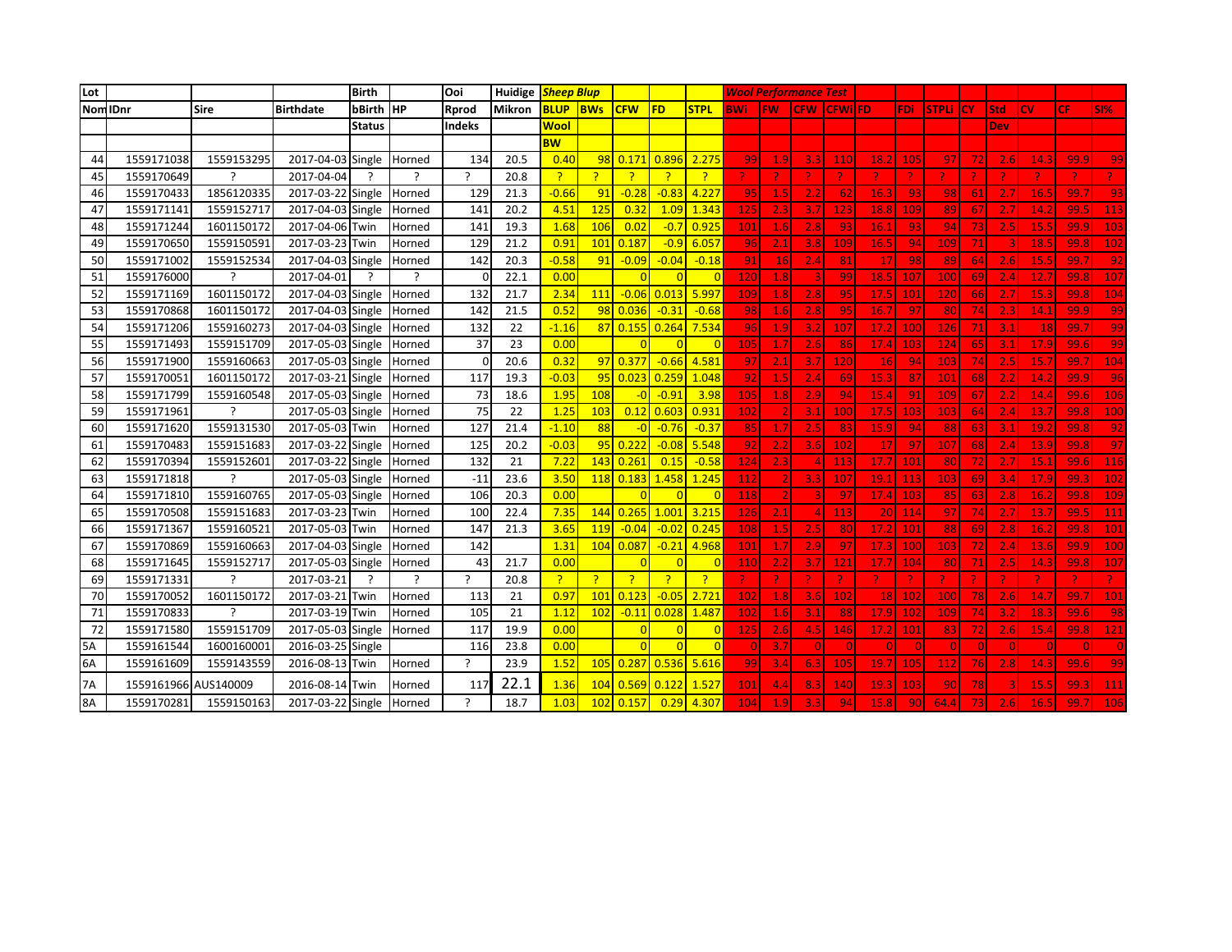| Lot | | | | Birth | | Ooi | Huidige | *Sheep Blup* | | | | | Wool Performance Test | | | | | | | | | | | | |
|---|---|---|---|---|---|---|---|---|---|---|---|---|---|---|---|---|---|---|---|---|---|---|---|---|---|
| Nom | IDnr | Sire | Birthdate | bBirth | HP | Rprod | Mikron | BLUP | BWs | CFW | FD | STPL | BWi | FW | CFW | CFWi | FD | FDi | STPLi | CY | Std | CV | CF | SI% |
| | | | | Status | | Indeks | | Wool | | | | | | | | | | | | | Dev | | | |
| | | | | | | | | BW | | | | | | | | | | | | | | | | |
| 44 | 1559171038 | 1559153295 | 2017-04-03 | Single | Horned | 134 | 20.5 | 0.40 | 98 | 0.171 | 0.896 | 2.275 | 99 | 1.9 | 3.3 | 110 | 18.2 | 105 | 97 | 72 | 2.6 | 14.3 | 99.9 | 99 |
| 45 | 1559170649 | ? | 2017-04-04 | ? | ? | ? | 20.8 | ? | ? | ? | ? | ? | ? | ? | ? | ? | ? | ? | ? | ? | ? | ? | ? | ? |
| 46 | 1559170433 | 1856120335 | 2017-03-22 | Single | Horned | 129 | 21.3 | -0.66 | 91 | -0.28 | -0.83 | 4.227 | 95 | 1.5 | 2.2 | 62 | 16.3 | 93 | 98 | 61 | 2.7 | 16.5 | 99.7 | 93 |
| 47 | 1559171141 | 1559152717 | 2017-04-03 | Single | Horned | 141 | 20.2 | 4.51 | 125 | 0.32 | 1.09 | 1.343 | 125 | 2.3 | 3.7 | 123 | 18.8 | 109 | 89 | 67 | 2.7 | 14.2 | 99.5 | 113 |
| 48 | 1559171244 | 1601150172 | 2017-04-06 | Twin | Horned | 141 | 19.3 | 1.68 | 106 | 0.02 | -0.7 | 0.925 | 101 | 1.6 | 2.8 | 93 | 16.1 | 93 | 94 | 73 | 2.5 | 15.5 | 99.9 | 103 |
| 49 | 1559170650 | 1559150591 | 2017-03-23 | Twin | Horned | 129 | 21.2 | 0.91 | 101 | 0.187 | -0.9 | 6.057 | 96 | 2.1 | 3.8 | 109 | 16.5 | 94 | 109 | 71 | 3 | 18.5 | 99.8 | 102 |
| 50 | 1559171002 | 1559152534 | 2017-04-03 | Single | Horned | 142 | 20.3 | -0.58 | 91 | -0.09 | -0.04 | -0.18 | 91 | 16 | 2.4 | 81 | 17 | 98 | 89 | 64 | 2.6 | 15.5 | 99.7 | 92 |
| 51 | 1559176000 | ? | 2017-04-01 | ? | ? | 0 | 22.1 | 0.00 | | 0 | 0 | 0 | 120 | 1.8 | 3 | 99 | 18.5 | 107 | 100 | 69 | 2.4 | 12.7 | 99.8 | 107 |
| 52 | 1559171169 | 1601150172 | 2017-04-03 | Single | Horned | 132 | 21.7 | 2.34 | 111 | -0.06 | 0.013 | 5.997 | 109 | 1.8 | 2.8 | 95 | 17.5 | 101 | 120 | 66 | 2.7 | 15.3 | 99.8 | 104 |
| 53 | 1559170868 | 1601150172 | 2017-04-03 | Single | Horned | 142 | 21.5 | 0.52 | 98 | 0.036 | -0.31 | -0.68 | 98 | 1.6 | 2.8 | 95 | 16.7 | 97 | 80 | 74 | 2.3 | 14.1 | 99.9 | 99 |
| 54 | 1559171206 | 1559160273 | 2017-04-03 | Single | Horned | 132 | 22 | -1.16 | 87 | 0.155 | 0.264 | 7.534 | 96 | 1.9 | 3.2 | 107 | 17.2 | 100 | 126 | 71 | 3.1 | 18 | 99.7 | 99 |
| 55 | 1559171493 | 1559151709 | 2017-05-03 | Single | Horned | 37 | 23 | 0.00 | | 0 | 0 | 0 | 105 | 1.7 | 2.6 | 86 | 17.4 | 103 | 124 | 65 | 3.1 | 17.9 | 99.6 | 99 |
| 56 | 1559171900 | 1559160663 | 2017-05-03 | Single | Horned | 0 | 20.6 | 0.32 | 97 | 0.377 | -0.66 | 4.581 | 97 | 2.1 | 3.7 | 120 | 16 | 94 | 103 | 74 | 2.5 | 15.7 | 99.7 | 104 |
| 57 | 1559170051 | 1601150172 | 2017-03-21 | Single | Horned | 117 | 19.3 | -0.03 | 95 | 0.023 | 0.259 | 1.048 | 92 | 1.5 | 2.4 | 69 | 15.3 | 87 | 101 | 68 | 2.2 | 14.2 | 99.9 | 96 |
| 58 | 1559171799 | 1559160548 | 2017-05-03 | Single | Horned | 73 | 18.6 | 1.95 | 108 | -0 | -0.91 | 3.98 | 105 | 1.8 | 2.9 | 94 | 15.4 | 91 | 109 | 67 | 2.2 | 14.4 | 99.6 | 106 |
| 59 | 1559171961 | ? | 2017-05-03 | Single | Horned | 75 | 22 | 1.25 | 103 | 0.12 | 0.603 | 0.931 | 102 | 2 | 3.1 | 100 | 17.5 | 103 | 103 | 64 | 2.4 | 13.7 | 99.8 | 100 |
| 60 | 1559171620 | 1559131530 | 2017-05-03 | Twin | Horned | 127 | 21.4 | -1.10 | 88 | -0 | -0.76 | -0.37 | 85 | 1.7 | 2.5 | 83 | 15.9 | 94 | 88 | 63 | 3.1 | 19.2 | 99.8 | 92 |
| 61 | 1559170483 | 1559151683 | 2017-03-22 | Single | Horned | 125 | 20.2 | -0.03 | 95 | 0.222 | -0.08 | 5.548 | 92 | 2.2 | 3.6 | 102 | 17 | 97 | 107 | 68 | 2.4 | 13.9 | 99.8 | 97 |
| 62 | 1559170394 | 1559152601 | 2017-03-22 | Single | Horned | 132 | 21 | 7.22 | 143 | 0.261 | 0.15 | -0.58 | 124 | 2.3 | 4 | 113 | 17.7 | 101 | 80 | 72 | 2.7 | 15.1 | 99.6 | 116 |
| 63 | 1559171818 | ? | 2017-05-03 | Single | Horned | -11 | 23.6 | 3.50 | 118 | 0.183 | 1.458 | 1.245 | 112 | 2 | 3.3 | 107 | 19.1 | 113 | 103 | 69 | 3.4 | 17.9 | 99.3 | 102 |
| 64 | 1559171810 | 1559160765 | 2017-05-03 | Single | Horned | 106 | 20.3 | 0.00 | | 0 | 0 | 0 | 118 | 2 | 3 | 97 | 17.4 | 103 | 85 | 63 | 2.8 | 16.2 | 99.8 | 109 |
| 65 | 1559170508 | 1559151683 | 2017-03-23 | Twin | Horned | 100 | 22.4 | 7.35 | 144 | 0.265 | 1.001 | 3.215 | 126 | 2.1 | 4 | 113 | 20 | 114 | 97 | 74 | 2.7 | 13.7 | 99.5 | 111 |
| 66 | 1559171367 | 1559160521 | 2017-05-03 | Twin | Horned | 147 | 21.3 | 3.65 | 119 | -0.04 | -0.02 | 0.245 | 108 | 1.5 | 2.5 | 80 | 17.2 | 101 | 88 | 69 | 2.8 | 16.2 | 99.8 | 101 |
| 67 | 1559170869 | 1559160663 | 2017-04-03 | Single | Horned | 142 | | 1.31 | 104 | 0.087 | -0.21 | 4.968 | 101 | 1.7 | 2.9 | 97 | 17.3 | 100 | 103 | 72 | 2.4 | 13.6 | 99.9 | 100 |
| 68 | 1559171645 | 1559152717 | 2017-05-03 | Single | Horned | 43 | 21.7 | 0.00 | | 0 | 0 | 0 | 110 | 2.2 | 3.7 | 121 | 17.7 | 104 | 80 | 71 | 2.5 | 14.3 | 99.8 | 107 |
| 69 | 1559171331 | ? | 2017-03-21 | ? | ? | ? | 20.8 | ? | ? | ? | ? | ? | ? | ? | ? | ? | ? | ? | ? | ? | ? | ? | ? | ? |
| 70 | 1559170052 | 1601150172 | 2017-03-21 | Twin | Horned | 113 | 21 | 0.97 | 101 | 0.123 | -0.05 | 2.721 | 102 | 1.8 | 3.6 | 102 | 18 | 102 | 100 | 78 | 2.6 | 14.7 | 99.7 | 101 |
| 71 | 1559170833 | ? | 2017-03-19 | Twin | Horned | 105 | 21 | 1.12 | 102 | -0.11 | 0.028 | 1.487 | 102 | 1.6 | 3.1 | 88 | 17.9 | 102 | 109 | 74 | 3.2 | 18.3 | 99.6 | 98 |
| 72 | 1559171580 | 1559151709 | 2017-05-03 | Single | Horned | 117 | 19.9 | 0.00 | | 0 | 0 | 0 | 125 | 2.6 | 4.5 | 146 | 17.2 | 101 | 83 | 72 | 2.6 | 15.4 | 99.8 | 121 |
| 5A | 1559161544 | 1600160001 | 2016-03-25 | Single | | 116 | 23.8 | 0.00 | | 0 | 0 | 0 | 0 | 3.7 | 0 | 0 | 0 | 0 | 0 | 0 | 0 | 0 | 0 | 0 |
| 6A | 1559161609 | 1559143559 | 2016-08-13 | Twin | Horned | ? | 23.9 | 1.52 | 105 | 0.287 | 0.536 | 5.616 | 99 | 3.4 | 6.3 | 105 | 19.7 | 105 | 112 | 76 | 2.8 | 14.3 | 99.6 | 99 |
| 7A | 1559161966 | AUS140009 | 2016-08-14 | Twin | Horned | 117 | 22.1 | 1.36 | 104 | 0.569 | 0.122 | 1.527 | 101 | 4.4 | 8.3 | 140 | 19.3 | 103 | 90 | 78 | 3 | 15.5 | 99.3 | 111 |
| 8A | 1559170281 | 1559150163 | 2017-03-22 | Single | Horned | ? | 18.7 | 1.03 | 102 | 0.157 | 0.29 | 4.307 | 104 | 1.9 | 3.3 | 94 | 15.8 | 90 | 64.4 | 73 | 2.6 | 16.5 | 99.7 | 106 |